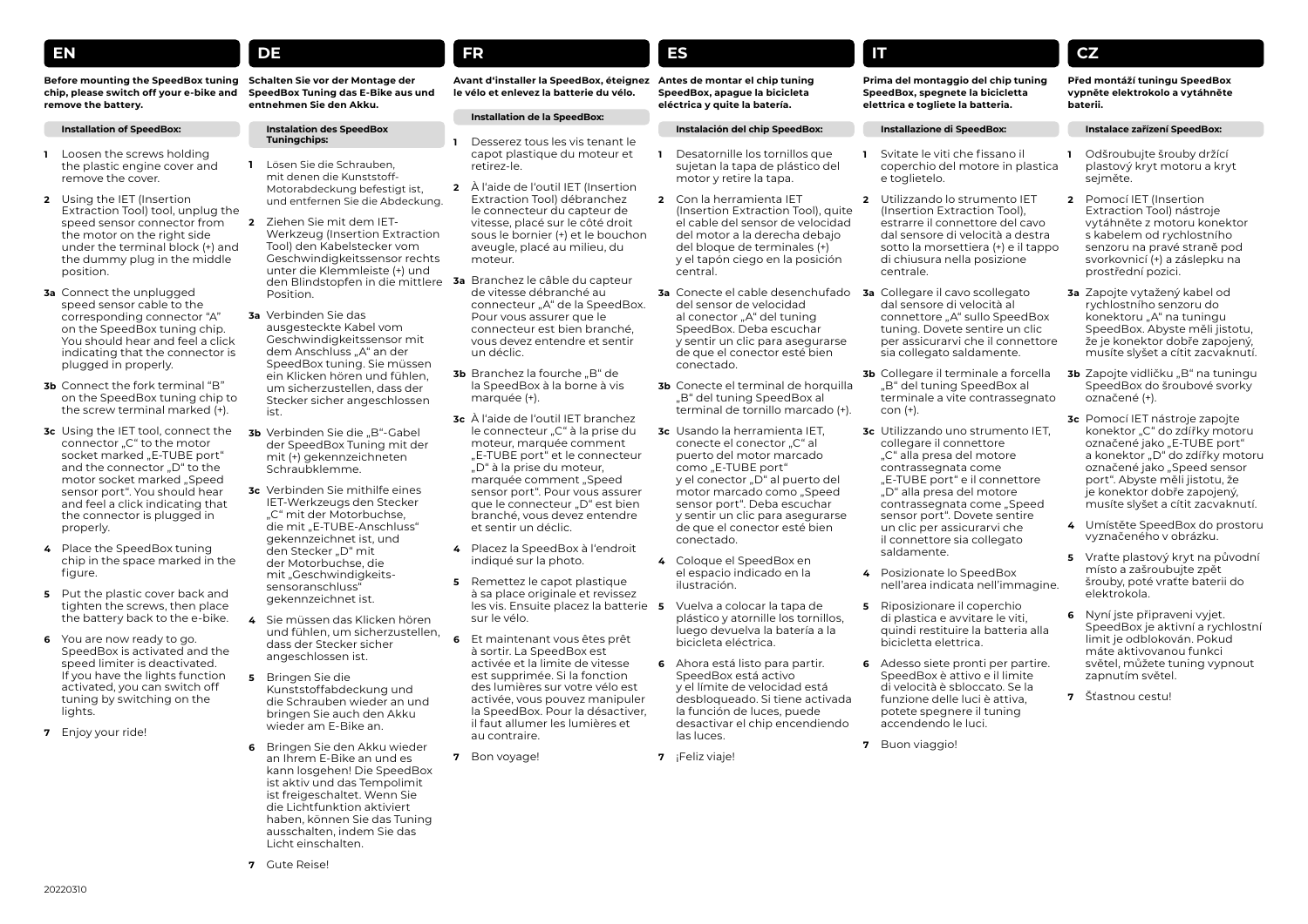## EN

**Before mounting the SpeedBox tuning chip, please switch off your e-bike and remove the battery.**

**Installation of SpeedBox:**

1. Loosen the screws holding the plastic engine cover and remove the cover.
2. Using the IET (Insertion Extraction Tool) tool, unplug the speed sensor connector from the motor on the right side under the terminal block (+) and the dummy plug in the middle position.

**3a** Connect the unplugged speed sensor cable to the corresponding connector "A" on the SpeedBox tuning chip. You should hear and feel a click indicating that the connector is plugged in properly.

**3b** Connect the fork terminal "B" on the SpeedBox tuning chip to the screw terminal marked (+).

**3c** Using the IET tool, connect the connector „C" to the motor socket marked „E-TUBE port" and the connector „D" to the motor socket marked „Speed sensor port". You should hear and feel a click indicating that the connector is plugged in properly.

4. Place the SpeedBox tuning chip in the space marked in the figure.
5. Put the plastic cover back and tighten the screws, then place the battery back to the e-bike.
6. You are now ready to go. SpeedBox is activated and the speed limiter is deactivated. If you have the lights function activated, you can switch off tuning by switching on the lights.
7. Enjoy your ride!

## DE

**Schalten Sie vor der Montage der SpeedBox Tuning das E-Bike aus und entnehmen Sie den Akku.**

**Instalation des SpeedBox Tuningchips:**

1. Lösen Sie die Schrauben, mit denen die Kunststoff-Motorabdeckung befestigt ist, und entfernen Sie die Abdeckung.
2. Ziehen Sie mit dem IET-Werkzeug (Insertion Extraction Tool) den Kabelstecker vom Geschwindigkeitssensor rechts unter die Klemmleiste (+) und den Blindstopfen in die mittlere Position.

**3a** Verbinden Sie das ausgesteckte Kabel vom Geschwindigkeitssensor mit dem Anschluss „A" an der SpeedBox tuning. Sie müssen ein Klicken hören und fühlen, um sicherzustellen, dass der Stecker sicher angeschlossen ist.

**3b** Verbinden Sie die „B"-Gabel der SpeedBox Tuning mit der mit (+) gekennzeichneten Schraubklemme.

**3c** Verbinden Sie mithilfe eines IET-Werkzeugs den Stecker „C" mit der Motorbuchse, die mit „E-TUBE-Anschluss" gekennzeichnet ist, und den Stecker „D" mit der Motorbuchse, die mit „Geschwindigkeits-sensoranschluss" gekennzeichnet ist.

4. Sie müssen das Klicken hören und fühlen, um sicherzustellen, dass der Stecker sicher angeschlossen ist.
5. Bringen Sie die Kunststoffabdeckung und die Schrauben wieder an und bringen Sie auch den Akku wieder am E-Bike an.
6. Bringen Sie den Akku wieder an Ihrem E-Bike an und es kann losgehen! Die SpeedBox ist aktiv und das Tempolimit ist freigeschaltet. Wenn Sie die Lichtfunktion aktiviert haben, können Sie das Tuning ausschalten, indem Sie das Licht einschalten.
7. Gute Reise!

## FR

**Avant d'installer la SpeedBox, éteignez le vélo et enlevez la batterie du vélo.**

**Installation de la SpeedBox:**

1. Desserez tous les vis tenant le capot plastique du moteur et retirez-le.
2. À l'aide de l'outil IET (Insertion Extraction Tool) débranchez le connecteur du capteur de vitesse, placé sur le côté droit sous le bornier (+) et le bouchon aveugle, placé au milieu, du moteur.

**3a** Branchez le câble du capteur de vitesse débranché au connecteur „A" de la SpeedBox. Pour vous assurer que le connecteur est bien branché, vous devez entendre et sentir un déclic.

**3b** Branchez la fourche „B" de la SpeedBox à la borne à vis marquée (+).

**3c** À l'aide de l'outil IET branchez le connecteur „C" à la prise du moteur, marquée comment „E-TUBE port" et le connecteur „D" à la prise du moteur, marquée comment „Speed sensor port". Pour vous assurer que le connecteur „D" est bien branché, vous devez entendre et sentir un déclic.

4. Placez la SpeedBox à l'endroit indiqué sur la photo.
5. Remettez le capot plastique à sa place originale et revissez les vis. Ensuite placez la batterie sur le vélo.
6. Et maintenant vous êtes prêt à sortir. La SpeedBox est activée et la limite de vitesse est supprimée. Si la fonction des lumières sur votre vélo est activée, vous pouvez manipuler la SpeedBox. Pour la désactiver, il faut allumer les lumières et au contraire.
7. Bon voyage!

## ES

**Antes de montar el chip tuning SpeedBox, apague la bicicleta eléctrica y quite la batería.**

**Instalación del chip SpeedBox:**

1. Desatornille los tornillos que sujetan la tapa de plástico del motor y retire la tapa.
2. Con la herramienta IET (Insertion Extraction Tool), quite el cable del sensor de velocidad del motor a la derecha debajo del bloque de terminales (+) y el tapón ciego en la posición central.

**3a** Conecte el cable desenchufado del sensor de velocidad al conector „A" del tuning SpeedBox. Deba escuchar y sentir un clic para asegurarse de que el conector esté bien conectado.

**3b** Conecte el terminal de horquilla „B" del tuning SpeedBox al terminal de tornillo marcado (+).

**3c** Usando la herramienta IET, conecte el conector „C" al puerto del motor marcado como „E-TUBE port" y el conector „D" al puerto del motor marcado como „Speed sensor port". Deba escuchar y sentir un clic para asegurarse de que el conector esté bien conectado.

4. Coloque el SpeedBox en el espacio indicado en la ilustración.
5. Vuelva a colocar la tapa de plástico y atornille los tornillos, luego devuelva la batería a la bicicleta eléctrica.
6. Ahora está listo para partir. SpeedBox está activo y el límite de velocidad está desbloqueado. Si tiene activada la función de luces, puede desactivar el chip encendiendo las luces.
7. ¡Feliz viaje!

## IT

**Prima del montaggio del chip tuning SpeedBox, spegnete la bicicletta elettrica e togliete la batteria.**

**Installazione di SpeedBox:**

1. Svitate le viti che fissano il coperchio del motore in plastica e toglietelo.
2. Utilizzando lo strumento IET (Insertion Extraction Tool), estrarre il connettore del cavo dal sensore di velocità a destra sotto la morsettiera (+) e il tappo di chiusura nella posizione centrale.

**3a** Collegare il cavo scollegato dal sensore di velocità al connettore „A" sullo SpeedBox tuning. Dovete sentire un clic per assicurarvi che il connettore sia collegato saldamente.

**3b** Collegare il terminale a forcella „B" del tuning SpeedBox al terminale a vite contrassegnato con (+).

**3c** Utilizzando uno strumento IET, collegare il connettore „C" alla presa del motore contrassegnata come „E-TUBE port" e il connettore „D" alla presa del motore contrassegnata come „Speed sensor port". Dovete sentire un clic per assicurarvi che il connettore sia collegato saldamente.

4. Posizionate lo SpeedBox nell'area indicata nell'immagine.
5. Riposizionare il coperchio di plastica e avvitare le viti, quindi restituire la batteria alla bicicletta elettrica.
6. Adesso siete pronti per partire. SpeedBox è attivo e il limite di velocità è sbloccato. Se la funzione delle luci è attiva, potete spegnere il tuning accendendo le luci.
7. Buon viaggio!

## CZ

**Před montáží tuningu SpeedBox vypněte elektrokolo a vytáhněte baterii.**

**Instalace zařízení SpeedBox:**

1. Odšroubujte šrouby držící plastový kryt motoru a kryt sejměte.
2. Pomocí IET (Insertion Extraction Tool) nástroje vytáhněte z motoru konektor s kabelem od rychlostního senzoru na pravé straně pod svorkovnicí (+) a záslepku na prostřední pozici.

**3a** Zapojte vytažený kabel od rychlostního senzoru do konektoru „A" na tuningu SpeedBox. Abyste měli jistotu, že je konektor dobře zapojený, musíte slyšet a cítit zacvaknutí.

**3b** Zapojte vidličku „B" na tuningu SpeedBox do šroubové svorky označené (+).

**3c** Pomocí IET nástroje zapojte konektor „C" do zdířky motoru označené jako „E-TUBE port" a konektor „D" do zdířky motoru označené jako „Speed sensor port". Abyste měli jistotu, že je konektor dobře zapojený, musíte slyšet a cítit zacvaknutí.

4. Umístěte SpeedBox do prostoru vyznačeného v obrázku.
5. Vraťte plastový kryt na původní místo a zašroubujte zpět šrouby, poté vraťte baterii do elektrokola.
6. Nyní jste připraveni vyjet. SpeedBox je aktivní a rychlostní limit je odblokován. Pokud máte aktivovanou funkci světel, můžete tuning vypnout zapnutím světel.
7. Šťastnou cestu!

20220310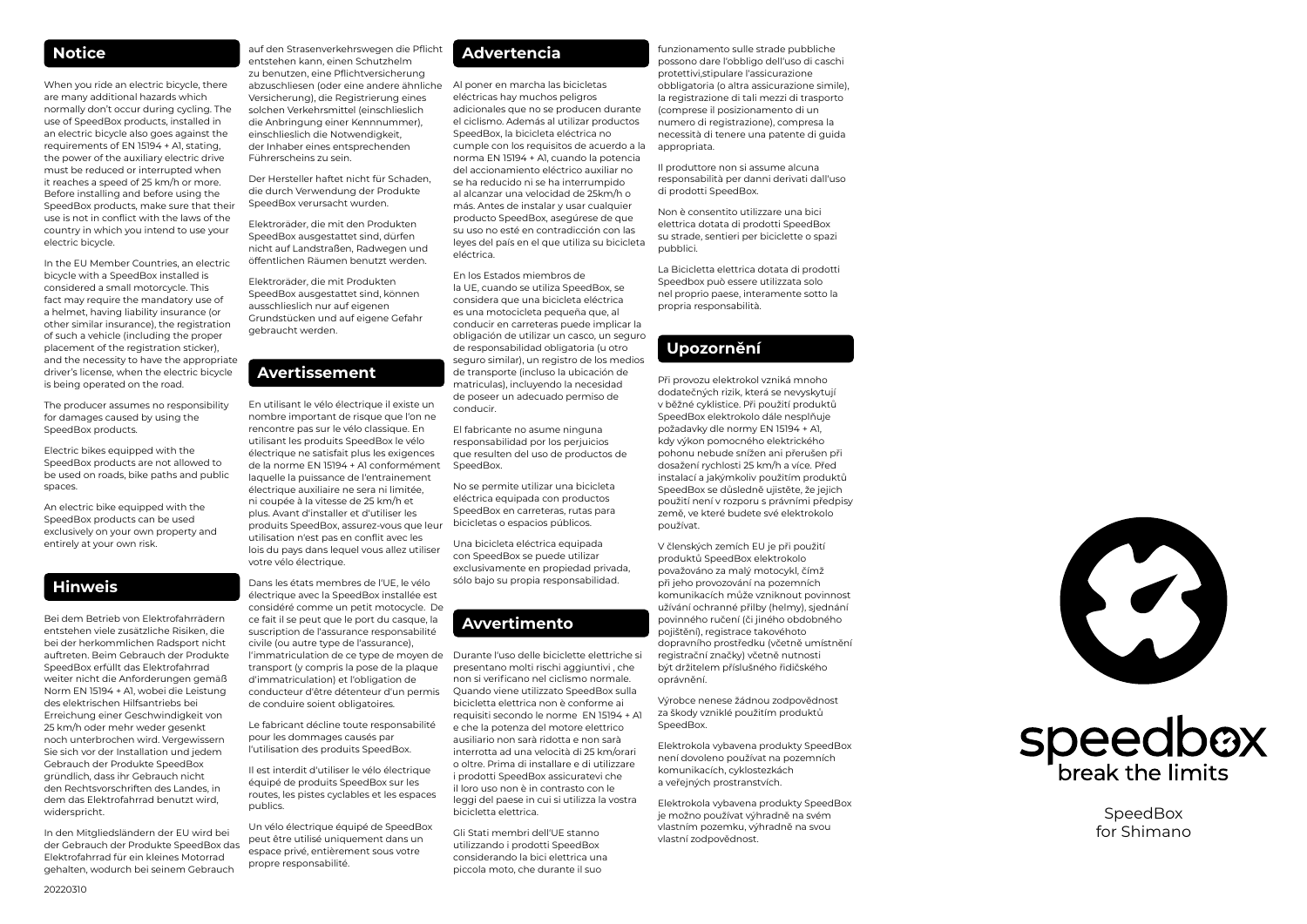## Notice

When you ride an electric bicycle, there are many additional hazards which normally don't occur during cycling. The use of SpeedBox products, installed in an electric bicycle also goes against the requirements of EN 15194 + A1, stating, the power of the auxiliary electric drive must be reduced or interrupted when it reaches a speed of 25 km/h or more. Before installing and before using the SpeedBox products, make sure that their use is not in conflict with the laws of the country in which you intend to use your electric bicycle.

In the EU Member Countries, an electric bicycle with a SpeedBox installed is considered a small motorcycle. This fact may require the mandatory use of a helmet, having liability insurance (or other similar insurance), the registration of such a vehicle (including the proper placement of the registration sticker), and the necessity to have the appropriate driver's license, when the electric bicycle is being operated on the road.

The producer assumes no responsibility for damages caused by using the SpeedBox products.

Electric bikes equipped with the SpeedBox products are not allowed to be used on roads, bike paths and public spaces.

An electric bike equipped with the SpeedBox products can be used exclusively on your own property and entirely at your own risk.

## Hinweis

Bei dem Betrieb von Elektrofahrrädern entstehen viele zusätzliche Risiken, die bei der herkommlichen Radsport nicht auftreten. Beim Gebrauch der Produkte SpeedBox erfüllt das Elektrofahrrad weiter nicht die Anforderungen gemäß Norm EN 15194 + A1, wobei die Leistung des elektrischen Hilfsantriebs bei Erreichung einer Geschwindigkeit von 25 km/h oder mehr weder gesenkt noch unterbrochen wird. Vergewissern Sie sich vor der Installation und jedem Gebrauch der Produkte SpeedBox gründlich, dass ihr Gebrauch nicht den Rechtsvorschriften des Landes, in dem das Elektrofahrrad benutzt wird, widerspricht.

In den Mitgliedsländern der EU wird bei der Gebrauch der Produkte SpeedBox das Elektrofahrrad für ein kleines Motorrad gehalten, wodurch bei seinem Gebrauch auf den Strasenverkehrswegen die Pflicht entstehen kann, einen Schutzhelm zu benutzen, eine Pflichtversicherung abzuschliesen (oder eine andere ähnliche Versicherung), die Registrierung eines solchen Verkehrsmittel (einschlieslich die Anbringung einer Kennnummer), einschlieslich die Notwendigkeit, der Inhaber eines entsprechenden Führerscheins zu sein.

Der Hersteller haftet nicht für Schaden, die durch Verwendung der Produkte SpeedBox verursacht wurden.

Elektroräder, die mit den Produkten SpeedBox ausgestattet sind, dürfen nicht auf Landstraßen, Radwegen und öffentlichen Räumen benutzt werden.

Elektroräder, die mit Produkten SpeedBox ausgestattet sind, können ausschlieslich nur auf eigenen Grundstücken und auf eigene Gefahr gebraucht werden.

## Avertissement

En utilisant le vélo électrique il existe un nombre important de risque que l'on ne rencontre pas sur le vélo classique. En utilisant les produits SpeedBox le vélo électrique ne satisfait plus les exigences de la norme EN 15194 + A1 conformément laquelle la puissance de l'entrainement électrique auxiliaire ne sera ni limitée, ni coupée à la vitesse de 25 km/h et plus. Avant d'installer et d'utiliser les produits SpeedBox, assurez-vous que leur utilisation n'est pas en conflit avec les lois du pays dans lequel vous allez utiliser votre vélo électrique.

Dans les états membres de l'UE, le vélo électrique avec la SpeedBox installée est considéré comme un petit motocycle. De ce fait il se peut que le port du casque, la suscription de l'assurance responsabilité civile (ou autre type de l'assurance), l'immatriculation de ce type de moyen de transport (y compris la pose de la plaque d'immatriculation) et l'obligation de conducteur d'être détenteur d'un permis de conduire soient obligatoires.

Le fabricant décline toute responsabilité pour les dommages causés par l'utilisation des produits SpeedBox.

Il est interdit d'utiliser le vélo électrique équipé de produits SpeedBox sur les routes, les pistes cyclables et les espaces publics.

Un vélo électrique équipé de SpeedBox peut être utilisé uniquement dans un espace privé, entièrement sous votre propre responsabilité.

## Advertencia

Al poner en marcha las bicicletas eléctricas hay muchos peligros adicionales que no se producen durante el ciclismo. Además al utilizar productos SpeedBox, la bicicleta eléctrica no cumple con los requisitos de acuerdo a la norma EN 15194 + A1, cuando la potencia del accionamiento eléctrico auxiliar no se ha reducido o no se ha interrumpido al alcanzar una velocidad de 25km/h o más. Antes de instalar y usar cualquier producto SpeedBox, asegúrese de que su uso no esté en contradicción con las leyes del país en el que utiliza su bicicleta eléctrica.

En los Estados miembros de la UE, cuando se utiliza SpeedBox, se considera que una bicicleta eléctrica es una motocicleta pequeña que, al conducir en carreteras puede implicar la obligación de utilizar un casco, un seguro de responsabilidad obligatoria (u otro seguro similar), un registro de los medios de transporte (incluso la ubicación de matriculas), incluyendo la necesidad de poseer un adecuado permiso de conducir.

El fabricante no asume ninguna responsabilidad por los perjuicios que resulten del uso de productos de SpeedBox.

No se permite utilizar una bicicleta eléctrica equipada con productos SpeedBox en carreteras, rutas para bicicletas o espacios públicos.

Una bicicleta eléctrica equipada con SpeedBox se puede utilizar exclusivamente en propiedad privada, sólo bajo su propia responsabilidad.

## Avvertimento

Durante l'uso delle biciclette elettriche si presentano molti rischi aggiuntivi , che non si verificano nel ciclismo normale. Quando viene utilizzato SpeedBox sulla bicicletta elettrica non è conforme ai requisiti secondo le norme EN 15194 + A1 e che la potenza del motore elettrico ausiliario non sarà ridotta e non sarà interrotta ad una velocità di 25 km/orari o oltre. Prima di installare e di utilizzare i prodotti SpeedBox assicuratevi che il loro uso non è in contrasto con le leggi del paese in cui si utilizza la vostra bicicletta elettrica.

Gli Stati membri dell'UE stanno utilizzando i prodotti SpeedBox considerando la bici elettrica una piccola moto, che durante il suo funzionamento sulle strade pubbliche possono dare l'obbligo dell'uso di caschi protettivi,stipulare l'assicurazione obbligatoria (o altra assicurazione simile), la registrazione di tali mezzi di trasporto (comprese il posizionamento di un numero di registrazione), compresa la necessità di tenere una patente di guida appropriata.

Il produttore non si assume alcuna responsabilità per danni derivati dall'uso di prodotti SpeedBox.

Non è consentito utilizzare una bici elettrica dotata di prodotti SpeedBox su strade, sentieri per biciclette o spazi pubblici.

La Bicicletta elettrica dotata di prodotti Speedbox può essere utilizzata solo nel proprio paese, interamente sotto la propria responsabilità.

## Upozornění

Při provozu elektrokol vzniká mnoho dodatečných rizik, která se nevyskytují v běžné cyklistice. Při použití produktů SpeedBox elektrokolo dále nesplňuje požadavky dle normy EN 15194 + A1, kdy výkon pomocného elektrického pohonu nebude snížen ani přerušen při dosažení rychlosti 25 km/h a více. Před instalací a jakýmkoliv použitím produktů SpeedBox se důsledně ujistěte, že jejich použití není v rozporu s právními předpisy země, ve které budete své elektrokolo používat.

V členských zemích EU je při použití produktů SpeedBox elektrokolo považováno za malý motocykl, čímž při jeho provozování na pozemních komunikacích může vzniknout povinnost užívání ochranné přilby (helmy), sjednání povinného ručení (či jiného obdobného pojištění), registrace takovéhoto dopravního prostředku (včetně umístnění registrační značky) včetně nutnosti být držitelem příslušného řidičského oprávnění.

Výrobce nenese žádnou zodpovědnost za škody vzniklé použitím produktů SpeedBox.

Elektrokola vybavena produkty SpeedBox není dovoleno používat na pozemních komunikacích, cyklostezkách a veřejných prostranstvích.

Elektrokola vybavena produkty SpeedBox je možno používat výhradně na svém vlastním pozemku, výhradně na svou vlastní zodpovědnost.

speedbox
break the limits

SpeedBox
for Shimano

20220310